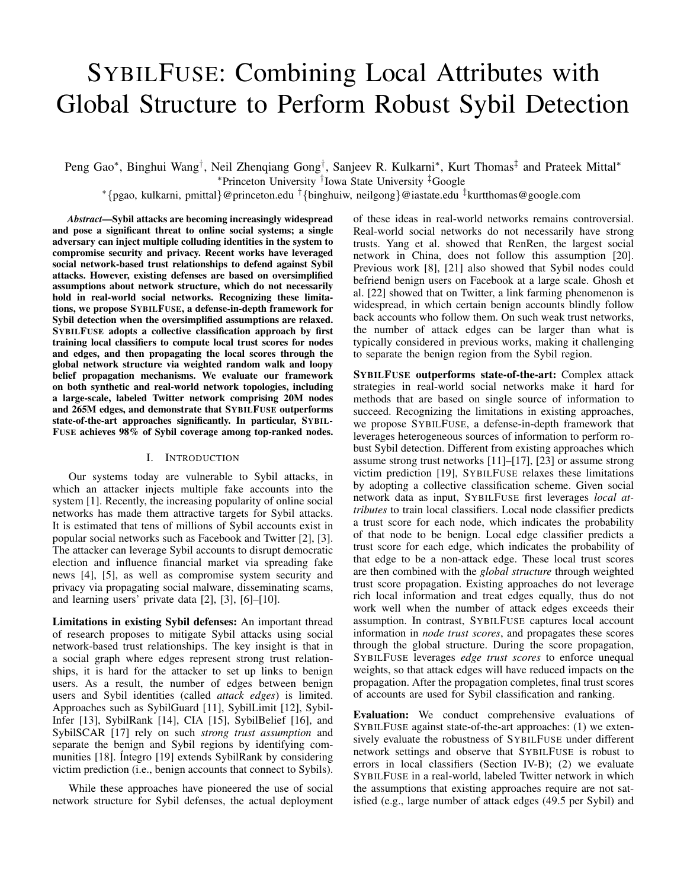# SybilFuse: Combining Local Attributes with Global Structure to Perform Robust Sybil Detection

Peng Gao[*], Binghui Wang[†], Neil Zhenqiang Gong[†], Sanjeev R. Kulkarni[*], Kurt Thomas[‡] and Prateek Mittal[*]

[*]Princeton University [†]Iowa State University [‡]Google

[*]{pgao, kulkarni, pmittal}@princeton.edu [†]{binghuiw, neilgong}@iastate.edu [‡]kurtthomas@google.com

***Abstract*—Sybil attacks are becoming increasingly widespread and pose a significant threat to online social systems; a single adversary can inject multiple colluding identities in the system to compromise security and privacy. Recent works have leveraged social network-based trust relationships to defend against Sybil attacks. However, existing defenses are based on oversimplified assumptions about network structure, which do not necessarily hold in real-world social networks. Recognizing these limitations, we propose SybilFuse, a defense-in-depth framework for Sybil detection when the oversimplified assumptions are relaxed. SybilFuse adopts a collective classification approach by first training local classifiers to compute local trust scores for nodes and edges, and then propagating the local scores through the global network structure via weighted random walk and loopy belief propagation mechanisms. We evaluate our framework on both synthetic and real-world network topologies, including a large-scale, labeled Twitter network comprising 20M nodes and 265M edges, and demonstrate that SybilFuse outperforms state-of-the-art approaches significantly. In particular, SybilFuse achieves 98% of Sybil coverage among top-ranked nodes.**

## I. Introduction

Our systems today are vulnerable to Sybil attacks, in which an attacker injects multiple fake accounts into the system [1]. Recently, the increasing popularity of online social networks has made them attractive targets for Sybil attacks. It is estimated that tens of millions of Sybil accounts exist in popular social networks such as Facebook and Twitter [2], [3]. The attacker can leverage Sybil accounts to disrupt democratic election and influence financial market via spreading fake news [4], [5], as well as compromise system security and privacy via propagating social malware, disseminating scams, and learning users' private data [2], [3], [6]–[10].

**Limitations in existing Sybil defenses:** An important thread of research proposes to mitigate Sybil attacks using social network-based trust relationships. The key insight is that in a social graph where edges represent strong trust relationships, it is hard for the attacker to set up links to benign users. As a result, the number of edges between benign users and Sybil identities (called *attack edges*) is limited. Approaches such as SybilGuard [11], SybilLimit [12], SybilInfer [13], SybilRank [14], CIA [15], SybilBelief [16], and SybilSCAR [17] rely on such *strong trust assumption* and separate the benign and Sybil regions by identifying communities [18]. Íntegro [19] extends SybilRank by considering victim prediction (i.e., benign accounts that connect to Sybils).

While these approaches have pioneered the use of social network structure for Sybil defenses, the actual deployment of these ideas in real-world networks remains controversial. Real-world social networks do not necessarily have strong trusts. Yang et al. showed that RenRen, the largest social network in China, does not follow this assumption [20]. Previous work [8], [21] also showed that Sybil nodes could befriend benign users on Facebook at a large scale. Ghosh et al. [22] showed that on Twitter, a link farming phenomenon is widespread, in which certain benign accounts blindly follow back accounts who follow them. On such weak trust networks, the number of attack edges can be larger than what is typically considered in previous works, making it challenging to separate the benign region from the Sybil region.

**SybilFuse outperforms state-of-the-art:** Complex attack strategies in real-world social networks make it hard for methods that are based on single source of information to succeed. Recognizing the limitations in existing approaches, we propose SybilFuse, a defense-in-depth framework that leverages heterogeneous sources of information to perform robust Sybil detection. Different from existing approaches which assume strong trust networks [11]–[17], [23] or assume strong victim prediction [19], SybilFuse relaxes these limitations by adopting a collective classification scheme. Given social network data as input, SybilFuse first leverages *local attributes* to train local classifiers. Local node classifier predicts a trust score for each node, which indicates the probability of that node to be benign. Local edge classifier predicts a trust score for each edge, which indicates the probability of that edge to be a non-attack edge. These local trust scores are then combined with the *global structure* through weighted trust score propagation. Existing approaches do not leverage rich local information and treat edges equally, thus do not work well when the number of attack edges exceeds their assumption. In contrast, SybilFuse captures local account information in *node trust scores*, and propagates these scores through the global structure. During the score propagation, SybilFuse leverages *edge trust scores* to enforce unequal weights, so that attack edges will have reduced impacts on the propagation. After the propagation completes, final trust scores of accounts are used for Sybil classification and ranking.

**Evaluation:** We conduct comprehensive evaluations of SybilFuse against state-of-the-art approaches: (1) we extensively evaluate the robustness of SybilFuse under different network settings and observe that SybilFuse is robust to errors in local classifiers (Section IV-B); (2) we evaluate SybilFuse in a real-world, labeled Twitter network in which the assumptions that existing approaches require are not satisfied (e.g., large number of attack edges (49.5 per Sybil) and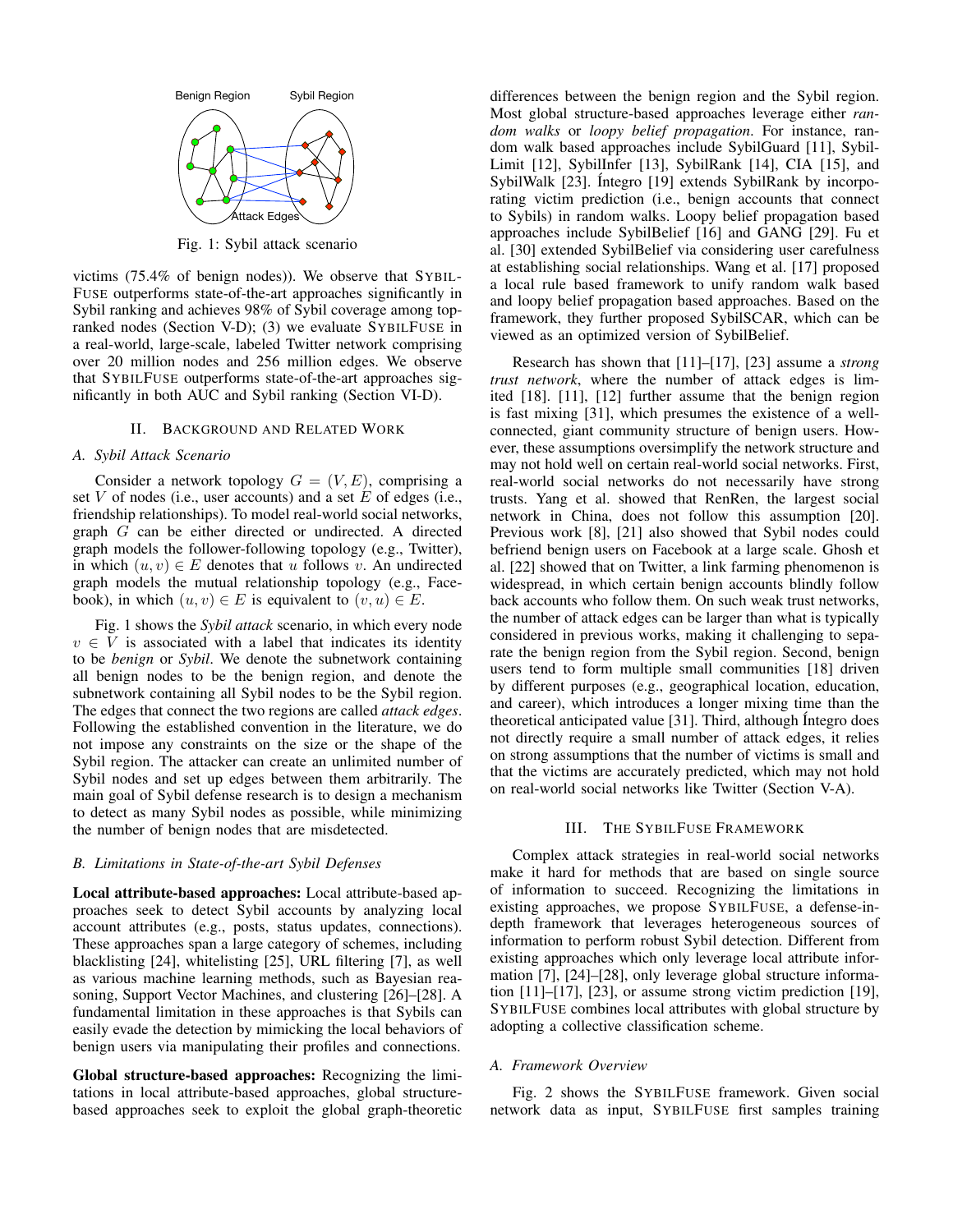Benign Region Sybil Region

Attack Edges

Fig. 1: Sybil attack scenario

victims (75.4% of benign nodes)). We observe that SybilFuse outperforms state-of-the-art approaches significantly in Sybil ranking and achieves 98% of Sybil coverage among top-ranked nodes (Section V-D); (3) we evaluate SybilFuse in a real-world, large-scale, labeled Twitter network comprising over 20 million nodes and 256 million edges. We observe that SybilFuse outperforms state-of-the-art approaches significantly in both AUC and Sybil ranking (Section VI-D).

## II. Background and Related Work

### A. Sybil Attack Scenario

Consider a network topology $G = (V, E)$, comprising a set $V$ of nodes (i.e., user accounts) and a set $E$ of edges (i.e., friendship relationships). To model real-world social networks, graph $G$ can be either directed or undirected. A directed graph models the follower-following topology (e.g., Twitter), in which $(u, v) \in E$ denotes that $u$ follows $v$. An undirected graph models the mutual relationship topology (e.g., Facebook), in which $(u, v) \in E$ is equivalent to $(v, u) \in E$.

Fig. 1 shows the *Sybil attack* scenario, in which every node $v \in V$ is associated with a label that indicates its identity to be *benign* or *Sybil*. We denote the subnetwork containing all benign nodes to be the benign region, and denote the subnetwork containing all Sybil nodes to be the Sybil region. The edges that connect the two regions are called *attack edges*. Following the established convention in the literature, we do not impose any constraints on the size or the shape of the Sybil region. The attacker can create an unlimited number of Sybil nodes and set up edges between them arbitrarily. The main goal of Sybil defense research is to design a mechanism to detect as many Sybil nodes as possible, while minimizing the number of benign nodes that are misdetected.

### B. Limitations in State-of-the-art Sybil Defenses

**Local attribute-based approaches:** Local attribute-based approaches seek to detect Sybil accounts by analyzing local account attributes (e.g., posts, status updates, connections). These approaches span a large category of schemes, including blacklisting [24], whitelisting [25], URL filtering [7], as well as various machine learning methods, such as Bayesian reasoning, Support Vector Machines, and clustering [26]–[28]. A fundamental limitation in these approaches is that Sybils can easily evade the detection by mimicking the local behaviors of benign users via manipulating their profiles and connections.

**Global structure-based approaches:** Recognizing the limitations in local attribute-based approaches, global structure-based approaches seek to exploit the global graph-theoretic differences between the benign region and the Sybil region. Most global structure-based approaches leverage either *random walks* or *loopy belief propagation*. For instance, random walk based approaches include SybilGuard [11], SybilLimit [12], SybilInfer [13], SybilRank [14], CIA [15], and SybilWalk [23]. Íntegro [19] extends SybilRank by incorporating victim prediction (i.e., benign accounts that connect to Sybils) in random walks. Loopy belief propagation based approaches include SybilBelief [16] and GANG [29]. Fu et al. [30] extended SybilBelief via considering user carefulness at establishing social relationships. Wang et al. [17] proposed a local rule based framework to unify random walk based and loopy belief propagation based approaches. Based on the framework, they further proposed SybilSCAR, which can be viewed as an optimized version of SybilBelief.

Research has shown that [11]–[17], [23] assume a *strong trust network*, where the number of attack edges is limited [18]. [11], [12] further assume that the benign region is fast mixing [31], which presumes the existence of a well-connected, giant community structure of benign users. However, these assumptions oversimplify the network structure and may not hold well on certain weak trust social networks. First, real-world social networks do not necessarily have strong trusts. Yang et al. showed that RenRen, the largest social network in China, does not follow this assumption [20]. Previous work [8], [21] also showed that Sybil nodes could befriend benign users on Facebook at a large scale. Ghosh et al. [22] showed that on Twitter, a link farming phenomenon is widespread, in which certain benign accounts blindly follow back accounts who follow them. On such weak trust networks, the number of attack edges can be larger than what is typically considered in previous works, making it challenging to separate the benign region from the Sybil region. Second, benign users tend to form multiple small communities [18] driven by different purposes (e.g., geographical location, education, and career), which introduces a longer mixing time than the theoretical anticipated value [31]. Third, although Íntegro does not directly require a small number of attack edges, it relies on strong assumptions that the number of victims is small and that the victims are accurately predicted, which may not hold on real-world social networks like Twitter (Section V-A).

## III. The SybilFuse Framework

Complex attack strategies in real-world social networks make it hard for methods that are based on single source of information to succeed. Recognizing the limitations in existing approaches, we propose SybilFuse, a defense-in-depth framework that leverages heterogeneous sources of information to perform robust Sybil detection. Different from existing approaches which only leverage local attribute information [7], [24]–[28], only leverage global structure information [11]–[17], [23], or assume strong victim prediction [19], SybilFuse combines local attributes with global structure by adopting a collective classification scheme.

### A. Framework Overview

Fig. 2 shows the SybilFuse framework. Given social network data as input, SybilFuse first samples training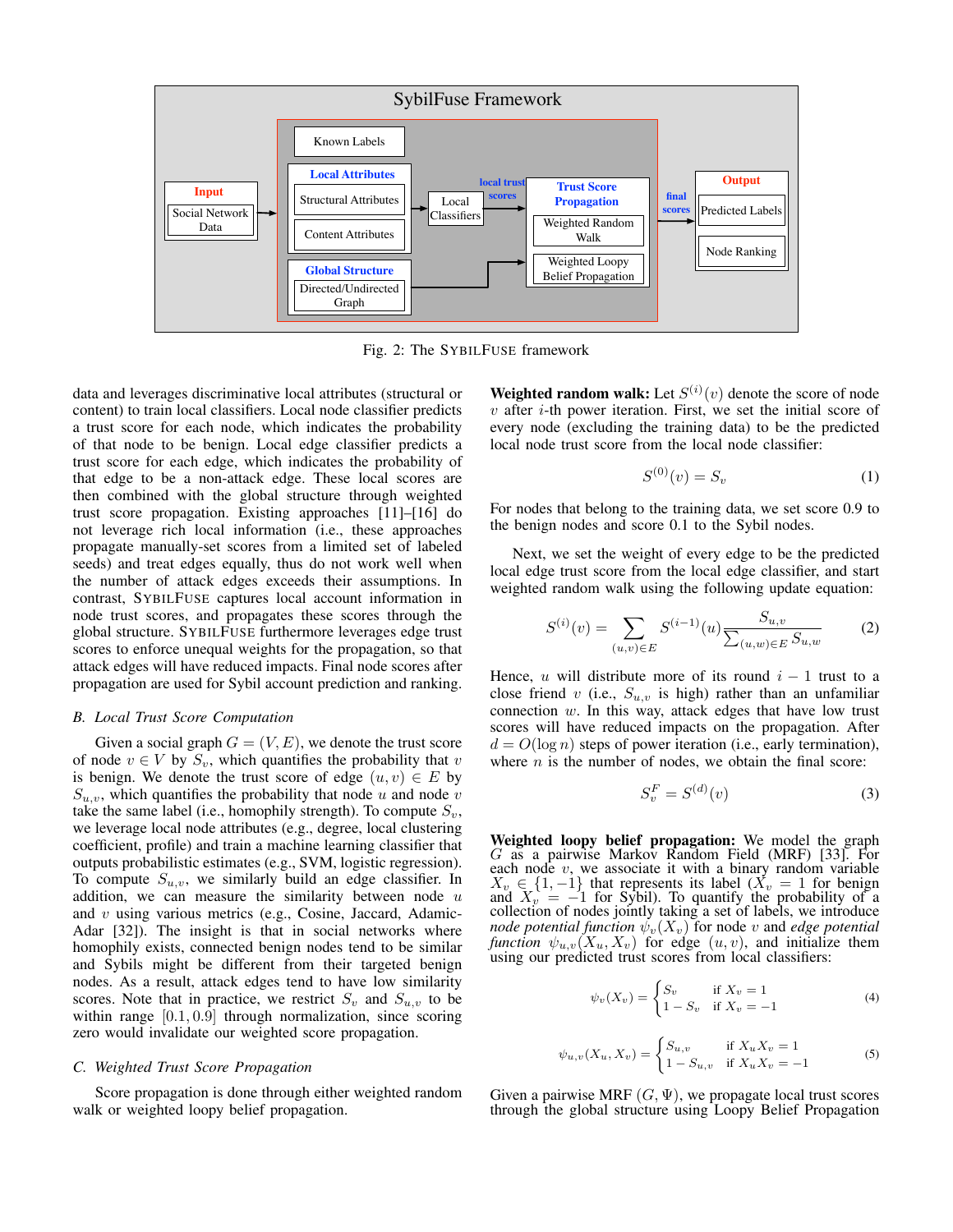Fig. 2: The SYBILFUSE framework

data and leverages discriminative local attributes (structural or content) to train local classifiers. Local node classifier predicts a trust score for each node, which indicates the probability of that node to be benign. Local edge classifier predicts a trust score for each edge, which indicates the probability of that edge to be a non-attack edge. These local scores are then combined with the global structure through weighted trust score propagation. Existing approaches [11]–[16] do not leverage rich local information (i.e., these approaches propagate manually-set scores from a limited set of labeled seeds) and treat edges equally, thus do not work well when the number of attack edges exceeds their assumptions. In contrast, SYBILFUSE captures local account information in node trust scores, and propagates these scores through the global structure. SYBILFUSE furthermore leverages edge trust scores to enforce unequal weights for the propagation, so that attack edges will have reduced impacts. Final node scores after propagation are used for Sybil account prediction and ranking.

### B. Local Trust Score Computation

Given a social graph $G = (V, E)$, we denote the trust score of node $v \in V$ by $S_v$, which quantifies the probability that $v$ is benign. We denote the trust score of edge $(u, v) \in E$ by $S_{u,v}$, which quantifies the probability that node $u$ and node $v$ take the same label (i.e., homophily strength). To compute $S_v$, we leverage local node attributes (e.g., degree, local clustering coefficient, profile) and train a machine learning classifier that outputs probabilistic estimates (e.g., SVM, logistic regression). To compute $S_{u,v}$, we similarly build an edge classifier. In addition, we can measure the similarity between node $u$ and $v$ using various metrics (e.g., Cosine, Jaccard, Adamic-Adar [32]). The insight is that in social networks where homophily exists, connected benign nodes tend to be similar and Sybils might be different from their targeted benign nodes. As a result, attack edges tend to have low similarity scores. Note that in practice, we restrict $S_v$ and $S_{u,v}$ to be within range $[0.1, 0.9]$ through normalization, since scoring zero would invalidate our weighted score propagation.

### C. Weighted Trust Score Propagation

Score propagation is done through either weighted random walk or weighted loopy belief propagation.

**Weighted random walk:** Let $S^{(i)}(v)$ denote the score of node $v$ after $i$-th power iteration. First, we set the initial score of every node (excluding the training data) to be the predicted local node trust score from the local node classifier:

$$S^{(0)}(v) = S_v \tag{1}$$

For nodes that belong to the training data, we set score 0.9 to the benign nodes and score 0.1 to the Sybil nodes.

Next, we set the weight of every edge to be the predicted local edge trust score from the local edge classifier, and start weighted random walk using the following update equation:

$$S^{(i)}(v) = \sum_{(u,v) \in E} S^{(i-1)}(u) \frac{S_{u,v}}{\sum_{(u,w) \in E} S_{u,w}} \tag{2}$$

Hence, $u$ will distribute more of its round $i - 1$ trust to a close friend $v$ (i.e., $S_{u,v}$ is high) rather than an unfamiliar connection $w$. In this way, attack edges that have low trust scores will have reduced impacts on the propagation. After $d = O(\log n)$ steps of power iteration (i.e., early termination), where $n$ is the number of nodes, we obtain the final score:

$$S_v^F = S^{(d)}(v) \tag{3}$$

**Weighted loopy belief propagation:** We model the graph $G$ as a pairwise Markov Random Field (MRF) [33]. For each node $v$, we associate it with a binary random variable $X_v \in \{1, -1\}$ that represents its label ($X_v = 1$ for benign and $X_v = -1$ for Sybil). To quantify the probability of a collection of nodes jointly taking a set of labels, we introduce *node potential function* $\psi_v(X_v)$ for node $v$ and *edge potential function* $\psi_{u,v}(X_u, X_v)$ for edge $(u, v)$, and initialize them using our predicted trust scores from local classifiers:

$$\psi_v(X_v) = \begin{cases} S_v & \text{if } X_v = 1 \\ 1 - S_v & \text{if } X_v = -1 \end{cases} \tag{4}$$

$$\psi_{u,v}(X_u, X_v) = \begin{cases} S_{u,v} & \text{if } X_u X_v = 1 \\ 1 - S_{u,v} & \text{if } X_u X_v = -1 \end{cases} \tag{5}$$

Given a pairwise MRF $(G, \Psi)$, we propagate local trust scores through the global structure using Loopy Belief Propagation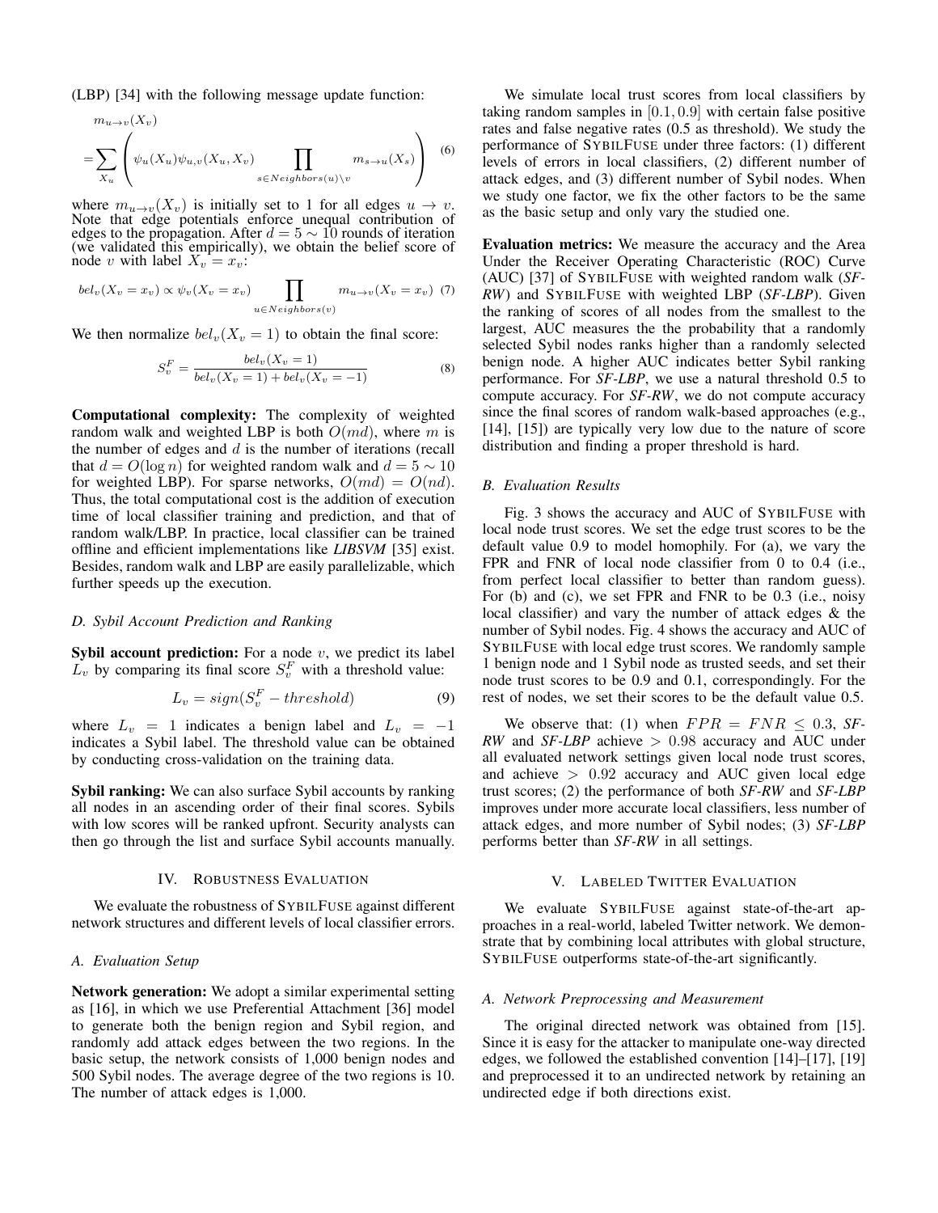(LBP) [34] with the following message update function:

$$m_{u\rightarrow v}(X_v) = \sum_{X_u} \left( \psi_u(X_u)\psi_{u,v}(X_u, X_v) \prod_{s \in Neighbors(u)\setminus v} m_{s\rightarrow u}(X_s) \right) \quad (6)$$

where $m_{u\rightarrow v}(X_v)$ is initially set to 1 for all edges $u \rightarrow v$. Note that edge potentials enforce unequal contribution of edges to the propagation. After $d = 5 \sim 10$ rounds of iteration (we validated this empirically), we obtain the belief score of node $v$ with label $X_v = x_v$:

$$bel_v(X_v = x_v) \propto \psi_v(X_v = x_v) \prod_{u \in Neighbors(v)} m_{u\rightarrow v}(X_v = x_v) \quad (7)$$

We then normalize $bel_v(X_v = 1)$ to obtain the final score:

$$S_v^F = \frac{bel_v(X_v = 1)}{bel_v(X_v = 1) + bel_v(X_v = -1)} \quad (8)$$

**Computational complexity:** The complexity of weighted random walk and weighted LBP is both $O(md)$, where $m$ is the number of edges and $d$ is the number of iterations (recall that $d = O(\log n)$ for weighted random walk and $d = 5 \sim 10$ for weighted LBP). For sparse networks, $O(md) = O(nd)$. Thus, the total computational cost is the addition of execution time of local classifier training and prediction, and that of random walk/LBP. In practice, local classifier can be trained offline and efficient implementations like ***LIBSVM*** [35] exist. Besides, random walk and LBP are easily parallelizable, which further speeds up the execution.

### *D. Sybil Account Prediction and Ranking*

**Sybil account prediction:** For a node $v$, we predict its label $L_v$ by comparing its final score $S_v^F$ with a threshold value:

$$L_v = sign(S_v^F - threshold) \quad (9)$$

where $L_v = 1$ indicates a benign label and $L_v = -1$ indicates a Sybil label. The threshold value can be obtained by conducting cross-validation on the training data.

**Sybil ranking:** We can also surface Sybil accounts by ranking all nodes in an ascending order of their final scores. Sybils with low scores will be ranked upfront. Security analysts can then go through the list and surface Sybil accounts manually.

## IV. Robustness Evaluation

We evaluate the robustness of SybilFuse against different network structures and different levels of local classifier errors.

### *A. Evaluation Setup*

**Network generation:** We adopt a similar experimental setting as [16], in which we use Preferential Attachment [36] model to generate both the benign region and Sybil region, and randomly add attack edges between the two regions. In the basic setup, the network consists of 1,000 benign nodes and 500 Sybil nodes. The average degree of the two regions is 10. The number of attack edges is 1,000.

We simulate local trust scores from local classifiers by taking random samples in $[0.1, 0.9]$ with certain false positive rates and false negative rates (0.5 as threshold). We study the performance of SybilFuse under three factors: (1) different levels of errors in local classifiers, (2) different number of attack edges, and (3) different number of Sybil nodes. When we study one factor, we fix the other factors to be the same as the basic setup and only vary the studied one.

**Evaluation metrics:** We measure the accuracy and the Area Under the Receiver Operating Characteristic (ROC) Curve (AUC) [37] of SybilFuse with weighted random walk (***SF-RW***) and SybilFuse with weighted LBP (***SF-LBP***). Given the ranking of scores of all nodes from the smallest to the largest, AUC measures the the probability that a randomly selected Sybil nodes ranks higher than a randomly selected benign node. A higher AUC indicates better Sybil ranking performance. For ***SF-LBP***, we use a natural threshold 0.5 to compute accuracy. For ***SF-RW***, we do not compute accuracy since the final scores of random walk-based approaches (e.g., [14], [15]) are typically very low due to the nature of score distribution and finding a proper threshold is hard.

### *B. Evaluation Results*

Fig. 3 shows the accuracy and AUC of SybilFuse with local node trust scores. We set the edge trust scores to be the default value 0.9 to model homophily. For (a), we vary the FPR and FNR of local node classifier from 0 to 0.4 (i.e., from perfect local classifier to better than random guess). For (b) and (c), we set FPR and FNR to be 0.3 (i.e., noisy local classifier) and vary the number of attack edges & the number of Sybil nodes. Fig. 4 shows the accuracy and AUC of SybilFuse with local edge trust scores. We randomly sample 1 benign node and 1 Sybil node as trusted seeds, and set their node trust scores to be 0.9 and 0.1, correspondingly. For the rest of nodes, we set their scores to be the default value 0.5.

We observe that: (1) when $FPR = FNR \leq 0.3$, ***SF-RW*** and ***SF-LBP*** achieve $> 0.98$ accuracy and AUC under all evaluated network settings given local node trust scores, and achieve $> 0.92$ accuracy and AUC given local edge trust scores; (2) the performance of both ***SF-RW*** and ***SF-LBP*** improves under more accurate local classifiers, less number of attack edges, and more number of Sybil nodes; (3) ***SF-LBP*** performs better than ***SF-RW*** in all settings.

## V. Labeled Twitter Evaluation

We evaluate SybilFuse against state-of-the-art approaches in a real-world, labeled Twitter network. We demonstrate that by combining local attributes with global structure, SybilFuse outperforms state-of-the-art significantly.

### *A. Network Preprocessing and Measurement*

The original directed network was obtained from [15]. Since it is easy for the attacker to manipulate one-way directed edges, we followed the established convention [14]–[17], [19] and preprocessed it to an undirected network by retaining an undirected edge if both directions exist.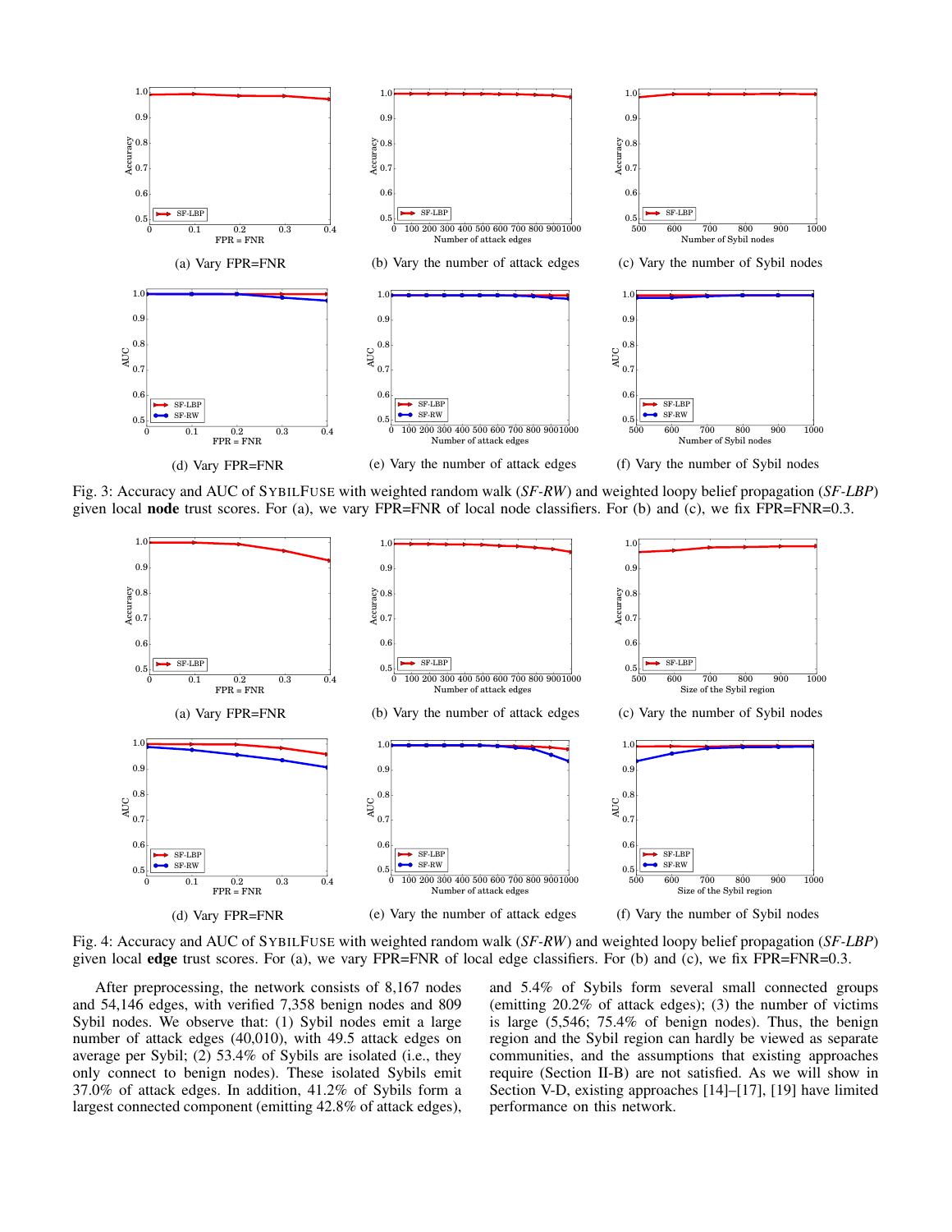(a) Vary FPR=FNR

(b) Vary the number of attack edges

(c) Vary the number of Sybil nodes

(d) Vary FPR=FNR

(e) Vary the number of attack edges

(f) Vary the number of Sybil nodes

Fig. 3: Accuracy and AUC of SybilFuse with weighted random walk (*SF-RW*) and weighted loopy belief propagation (*SF-LBP*) given local **node** trust scores. For (a), we vary FPR=FNR of local node classifiers. For (b) and (c), we fix FPR=FNR=0.3.

(a) Vary FPR=FNR

(b) Vary the number of attack edges

(c) Vary the number of Sybil nodes

(d) Vary FPR=FNR

(e) Vary the number of attack edges

(f) Vary the number of Sybil nodes

Fig. 4: Accuracy and AUC of SybilFuse with weighted random walk (*SF-RW*) and weighted loopy belief propagation (*SF-LBP*) given local **edge** trust scores. For (a), we vary FPR=FNR of local edge classifiers. For (b) and (c), we fix FPR=FNR=0.3.

After preprocessing, the network consists of 8,167 nodes and 54,146 edges, with verified 7,358 benign nodes and 809 Sybil nodes. We observe that: (1) Sybil nodes emit a large number of attack edges (40,010), with 49.5 attack edges on average per Sybil; (2) 53.4% of Sybils are isolated (i.e., they only connect to benign nodes). These isolated Sybils emit 37.0% of attack edges. In addition, 41.2% of Sybils form a largest connected component (emitting 42.8% of attack edges), and 5.4% of Sybils form several small connected groups (emitting 20.2% of attack edges); (3) the number of victims is large (5,546; 75.4% of benign nodes). Thus, the benign region and the Sybil region can hardly be viewed as separate communities, and the assumptions that existing approaches require (Section II-B) are not satisfied. As we will show in Section V-D, existing approaches [14]–[17], [19] have limited performance on this network.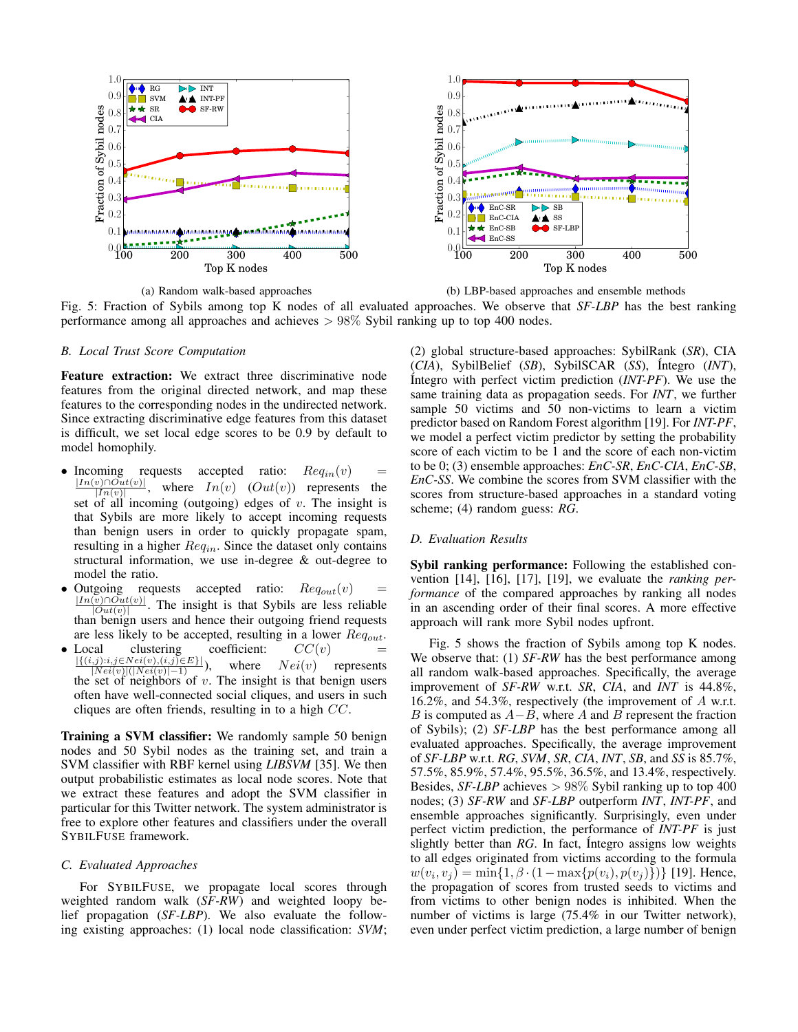(a) Random walk-based approaches

(b) LBP-based approaches and ensemble methods

Fig. 5: Fraction of Sybils among top K nodes of all evaluated approaches. We observe that *SF-LBP* has the best ranking performance among all approaches and achieves $> 98\%$ Sybil ranking up to top 400 nodes.

### B. Local Trust Score Computation

**Feature extraction:** We extract three discriminative node features from the original directed network, and map these features to the corresponding nodes in the undirected network. Since extracting discriminative edge features from this dataset is difficult, we set local edge scores to be 0.9 by default to model homophily.

- Incoming requests accepted ratio: $Req_{in}(v) = \frac{|In(v) \cap Out(v)|}{|In(v)|}$, where $In(v)$ ($Out(v)$) represents the set of all incoming (outgoing) edges of $v$. The insight is that Sybils are more likely to accept incoming requests than benign users in order to quickly propagate spam, resulting in a higher $Req_{in}$. Since the dataset only contains structural information, we use in-degree & out-degree to model the ratio.
- Outgoing requests accepted ratio: $Req_{out}(v) = \frac{|In(v) \cap Out(v)|}{|Out(v)|}$. The insight is that Sybils are less reliable than benign users and hence their outgoing friend requests are less likely to be accepted, resulting in a lower $Req_{out}$.
- Local clustering coefficient: $CC(v) = \frac{|\{(i,j): i,j \in Nei(v), (i,j) \in E\}|}{|Nei(v)|(|Nei(v)|-1)}$), where $Nei(v)$ represents the set of neighbors of $v$. The insight is that benign users often have well-connected social cliques, and users in such cliques are often friends, resulting in to a high $CC$.

**Training a SVM classifier:** We randomly sample 50 benign nodes and 50 Sybil nodes as the training set, and train a SVM classifier with RBF kernel using *LIBSVM* [35]. We then output probabilistic estimates as local node scores. Note that we extract these features and adopt the SVM classifier in particular for this Twitter network. The system administrator is free to explore other features and classifiers under the overall SYBILFUSE framework.

### C. Evaluated Approaches

For SYBILFUSE, we propagate local scores through weighted random walk (*SF-RW*) and weighted loopy belief propagation (*SF-LBP*). We also evaluate the following existing approaches: (1) local node classification: *SVM*; (2) global structure-based approaches: SybilRank (*SR*), CIA (*CIA*), SybilBelief (*SB*), SybilSCAR (*SS*), Íntegro (*INT*), Íntegro with perfect victim prediction (*INT-PF*). We use the same training data as propagation seeds. For *INT*, we further sample 50 victims and 50 non-victims to learn a victim predictor based on Random Forest algorithm [19]. For *INT-PF*, we model a perfect victim predictor by setting the probability score of each victim to be 1 and the score of each non-victim to be 0; (3) ensemble approaches: *EnC-SR*, *EnC-CIA*, *EnC-SB*, *EnC-SS*. We combine the scores from SVM classifier with the scores from structure-based approaches in a standard voting scheme; (4) random guess: *RG*.

### D. Evaluation Results

**Sybil ranking performance:** Following the established convention [14], [16], [17], [19], we evaluate the *ranking performance* of the compared approaches by ranking all nodes in an ascending order of their final scores. A more effective approach will rank more Sybil nodes upfront.

Fig. 5 shows the fraction of Sybils among top K nodes. We observe that: (1) *SF-RW* has the best performance among all random walk-based approaches. Specifically, the average improvement of *SF-RW* w.r.t. *SR*, *CIA*, and *INT* is 44.8%, 16.2%, and 54.3%, respectively (the improvement of $A$ w.r.t. $B$ is computed as $A-B$, where $A$ and $B$ represent the fraction of Sybils); (2) *SF-LBP* has the best performance among all evaluated approaches. Specifically, the average improvement of *SF-LBP* w.r.t. *RG*, *SVM*, *SR*, *CIA*, *INT*, *SB*, and *SS* is 85.7%, 57.5%, 85.9%, 57.4%, 95.5%, 36.5%, and 13.4%, respectively. Besides, *SF-LBP* achieves $> 98\%$ Sybil ranking up to top 400 nodes; (3) *SF-RW* and *SF-LBP* outperform *INT*, *INT-PF*, and ensemble approaches significantly. Surprisingly, even under perfect victim prediction, the performance of *INT-PF* is just slightly better than *RG*. In fact, Íntegro assigns low weights to all edges originated from victims according to the formula $w(v_i, v_j) = \min\{1, \beta \cdot (1 - \max\{p(v_i), p(v_j)\})\}$ [19]. Hence, the propagation of scores from trusted seeds to victims and from victims to other benign nodes is inhibited. When the number of victims is large (75.4% in our Twitter network), even under perfect victim prediction, a large number of benign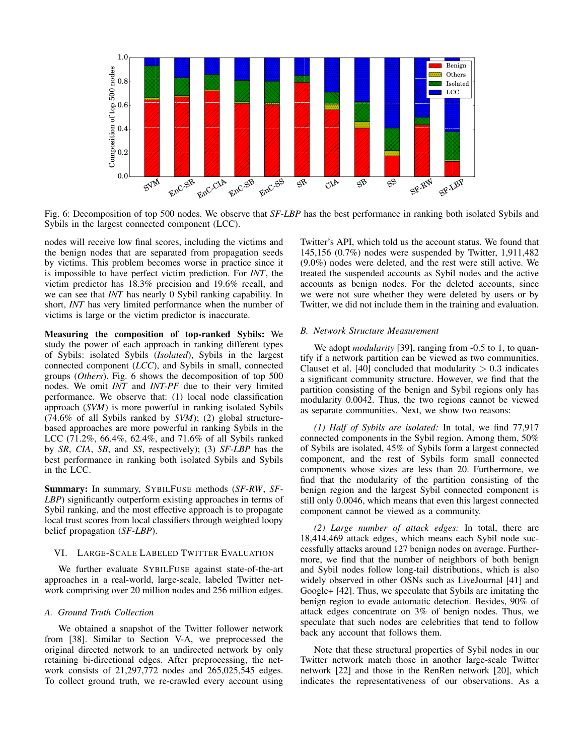Fig. 6: Decomposition of top 500 nodes. We observe that *SF-LBP* has the best performance in ranking both isolated Sybils and Sybils in the largest connected component (LCC).

nodes will receive low final scores, including the victims and the benign nodes that are separated from propagation seeds by victims. This problem becomes worse in practice since it is impossible to have perfect victim prediction. For *INT*, the victim predictor has 18.3% precision and 19.6% recall, and we can see that *INT* has nearly 0 Sybil ranking capability. In short, *INT* has very limited performance when the number of victims is large or the victim predictor is inaccurate.

**Measuring the composition of top-ranked Sybils:** We study the power of each approach in ranking different types of Sybils: isolated Sybils (*Isolated*), Sybils in the largest connected component (*LCC*), and Sybils in small, connected groups (*Others*). Fig. 6 shows the decomposition of top 500 nodes. We omit *INT* and *INT-PF* due to their very limited performance. We observe that: (1) local node classification approach (*SVM*) is more powerful in ranking isolated Sybils (74.6% of all Sybils ranked by *SVM*); (2) global structure-based approaches are more powerful in ranking Sybils in the LCC (71.2%, 66.4%, 62.4%, and 71.6% of all Sybils ranked by *SR*, *CIA*, *SB*, and *SS*, respectively); (3) *SF-LBP* has the best performance in ranking both isolated Sybils and Sybils in the LCC.

**Summary:** In summary, SYBILFUSE methods (*SF-RW*, *SF-LBP*) significantly outperform existing approaches in terms of Sybil ranking, and the most effective approach is to propagate local trust scores from local classifiers through weighted loopy belief propagation (*SF-LBP*).

## VI. LARGE-SCALE LABELED TWITTER EVALUATION

We further evaluate SYBILFUSE against state-of-the-art approaches in a real-world, large-scale, labeled Twitter network comprising over 20 million nodes and 256 million edges.

### A. Ground Truth Collection

We obtained a snapshot of the Twitter follower network from [38]. Similar to Section V-A, we preprocessed the original directed network to an undirected network by only retaining bi-directional edges. After preprocessing, the network consists of 21,297,772 nodes and 265,025,545 edges. To collect ground truth, we re-crawled every account using Twitter's API, which told us the account status. We found that 145,156 (0.7%) nodes were suspended by Twitter, 1,911,482 (9.0%) nodes were deleted, and the rest were still active. We treated the suspended accounts as Sybil nodes and the active accounts as benign nodes. For the deleted accounts, since we were not sure whether they were deleted by users or by Twitter, we did not include them in the training and evaluation.

### B. Network Structure Measurement

We adopt *modularity* [39], ranging from -0.5 to 1, to quantify if a network partition can be viewed as two communities. Clauset et al. [40] concluded that modularity $> 0.3$ indicates a significant community structure. However, we find that the partition consisting of the benign and Sybil regions only has modularity 0.0042. Thus, the two regions cannot be viewed as separate communities. Next, we show two reasons:

*(1) Half of Sybils are isolated:* In total, we find 77,917 connected components in the Sybil region. Among them, 50% of Sybils are isolated, 45% of Sybils form a largest connected component, and the rest of Sybils form small connected components whose sizes are less than 20. Furthermore, we find that the modularity of the partition consisting of the benign region and the largest Sybil connected component is still only 0.0046, which means that even this largest connected component cannot be viewed as a community.

*(2) Large number of attack edges:* In total, there are 18,414,469 attack edges, which means each Sybil node successfully attacks around 127 benign nodes on average. Furthermore, we find that the number of neighbors of both benign and Sybil nodes follow long-tail distributions, which is also widely observed in other OSNs such as LiveJournal [41] and Google+ [42]. Thus, we speculate that Sybils are imitating the benign region to evade automatic detection. Besides, 90% of attack edges concentrate on 3% of benign nodes. Thus, we speculate that such nodes are celebrities that tend to follow back any account that follows them.

Note that these structural properties of Sybil nodes in our Twitter network match those in another large-scale Twitter network [22] and those in the RenRen network [20], which indicates the representativeness of our observations. As a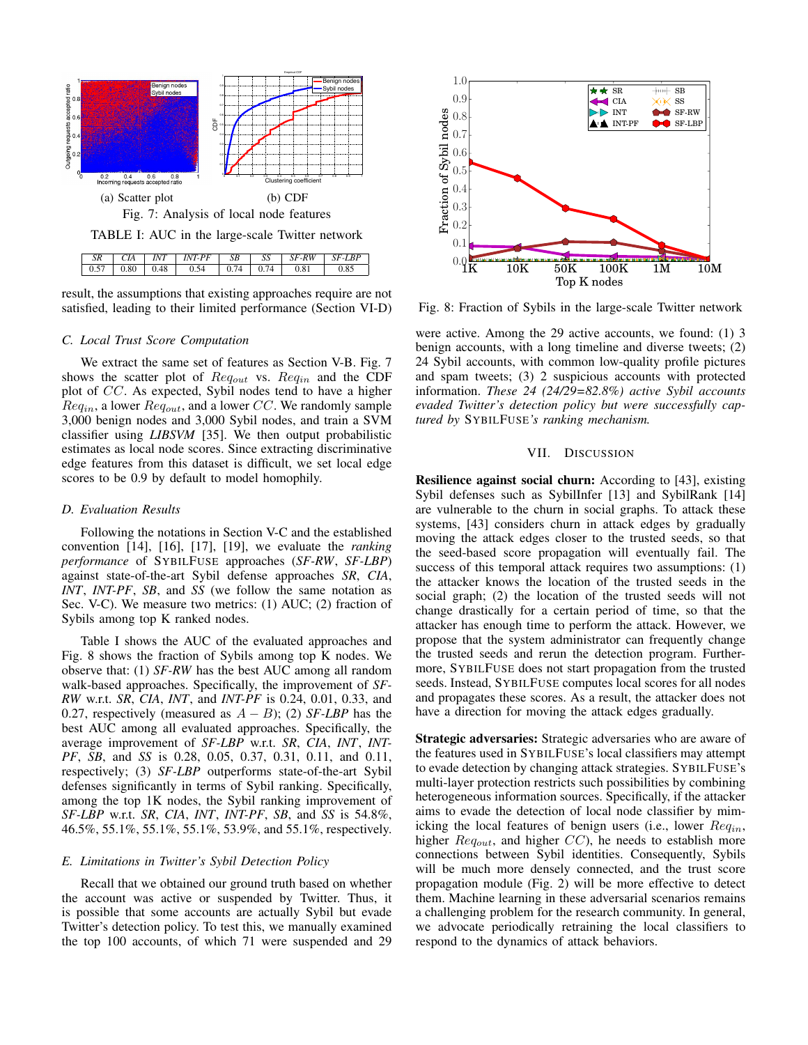(a) Scatter plot (b) CDF

Fig. 7: Analysis of local node features

TABLE I: AUC in the large-scale Twitter network

| *SR* | *CIA* | *INT* | *INT-PF* | *SB* | *SS* | *SF-RW* | *SF-LBP* |
|---|---|---|---|---|---|---|---|
| 0.57 | 0.80 | 0.48 | 0.54 | 0.74 | 0.74 | 0.81 | 0.85 |

result, the assumptions that existing approaches require are not satisfied, leading to their limited performance (Section VI-D)

### C. Local Trust Score Computation

We extract the same set of features as Section V-B. Fig. 7 shows the scatter plot of $Req_{out}$ vs. $Req_{in}$ and the CDF plot of $CC$. As expected, Sybil nodes tend to have a higher $Req_{in}$, a lower $Req_{out}$, and a lower $CC$. We randomly sample 3,000 benign nodes and 3,000 Sybil nodes, and train a SVM classifier using *LIBSVM* [35]. We then output probabilistic estimates as local node scores. Since extracting discriminative edge features from this dataset is difficult, we set local edge scores to be 0.9 by default to model homophily.

### D. Evaluation Results

Following the notations in Section V-C and the established convention [14], [16], [17], [19], we evaluate the *ranking performance* of SYBILFUSE approaches (*SF-RW*, *SF-LBP*) against state-of-the-art Sybil defense approaches *SR*, *CIA*, *INT*, *INT-PF*, *SB*, and *SS* (we follow the same notation as Sec. V-C). We measure two metrics: (1) AUC; (2) fraction of Sybils among top K ranked nodes.

Table I shows the AUC of the evaluated approaches and Fig. 8 shows the fraction of Sybils among top K nodes. We observe that: (1) *SF-RW* has the best AUC among all random walk-based approaches. Specifically, the improvement of *SF-RW* w.r.t. *SR*, *CIA*, *INT*, and *INT-PF* is 0.24, 0.01, 0.33, and 0.27, respectively (measured as $A - B$); (2) *SF-LBP* has the best AUC among all evaluated approaches. Specifically, the average improvement of *SF-LBP* w.r.t. *SR*, *CIA*, *INT*, *INT-PF*, *SB*, and *SS* is 0.28, 0.05, 0.37, 0.31, 0.11, and 0.11, respectively; (3) *SF-LBP* outperforms state-of-the-art Sybil defenses significantly in terms of Sybil ranking. Specifically, among the top 1K nodes, the Sybil ranking improvement of *SF-LBP* w.r.t. *SR*, *CIA*, *INT*, *INT-PF*, *SB*, and *SS* is 54.8%, 46.5%, 55.1%, 55.1%, 55.1%, 53.9%, and 55.1%, respectively.

### E. Limitations in Twitter's Sybil Detection Policy

Recall that we obtained our ground truth based on whether the account was active or suspended by Twitter. Thus, it is possible that some accounts are actually Sybil but evade Twitter's detection policy. To test this, we manually examined the top 100 accounts, of which 71 were suspended and 29 were active. Among the 29 active accounts, we found: (1) 3 benign accounts, with a long timeline and diverse tweets; (2) 24 Sybil accounts, with common low-quality profile pictures and spam tweets; (3) 2 suspicious accounts with protected information. *These 24 (24/29=82.8%) active Sybil accounts evaded Twitter's detection policy but were successfully captured by* SYBILFUSE*'s ranking mechanism.*

Fig. 8: Fraction of Sybils in the large-scale Twitter network

## VII. DISCUSSION

**Resilience against social churn:** According to [43], existing Sybil defenses such as SybilInfer [13] and SybilRank [14] are vulnerable to the churn in social graphs. To attack these systems, [43] considers churn in attack edges by gradually moving the attack edges closer to the trusted seeds, so that the seed-based score propagation will eventually fail. The success of this temporal attack requires two assumptions: (1) the attacker knows the location of the trusted seeds in the social graph; (2) the location of the trusted seeds will not change drastically for a certain period of time, so that the attacker has enough time to perform the attack. However, we propose that the system administrator can frequently change the trusted seeds and rerun the detection program. Furthermore, SYBILFUSE does not start propagation from the trusted seeds. Instead, SYBILFUSE computes local scores for all nodes and propagates these scores. As a result, the attacker does not have a direction for moving the attack edges gradually.

**Strategic adversaries:** Strategic adversaries who are aware of the features used in SYBILFUSE's local classifiers may attempt to evade detection by changing attack strategies. SYBILFUSE's multi-layer protection restricts such possibilities by combining heterogeneous information sources. Specifically, if the attacker aims to evade the detection of local node classifier by mimicking the local features of benign users (i.e., lower $Req_{in}$, higher $Req_{out}$, and higher $CC$), he needs to establish more connections between Sybil identities. Consequently, Sybils will be much more densely connected, and the trust score propagation module (Fig. 2) will be more effective to detect them. Machine learning in these adversarial scenarios remains a challenging problem for the research community. In general, we advocate periodically retraining the local classifiers to respond to the dynamics of attack behaviors.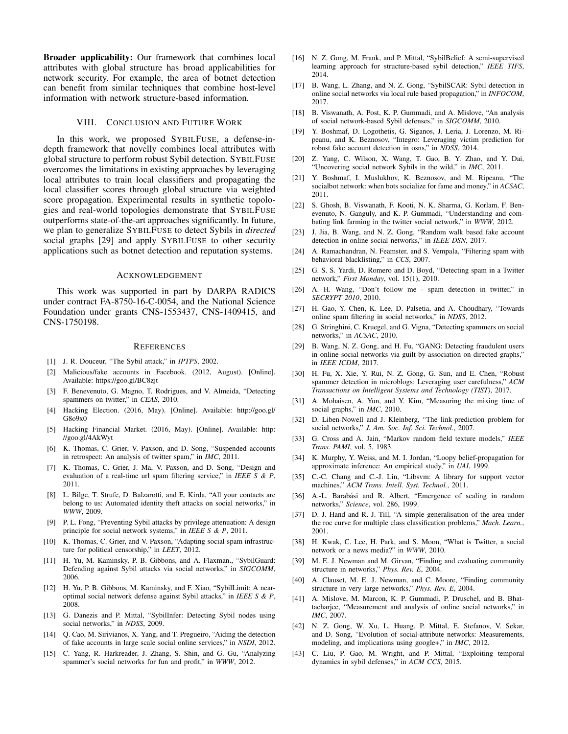**Broader applicability:** Our framework that combines local attributes with global structure has broad applicabilities for network security. For example, the area of botnet detection can benefit from similar techniques that combine host-level information with network structure-based information.

## VIII. Conclusion and Future Work

In this work, we proposed SybilFuse, a defense-in-depth framework that novelly combines local attributes with global structure to perform robust Sybil detection. SybilFuse overcomes the limitations in existing approaches by leveraging local attributes to train local classifiers and propagating the local classifier scores through global structure via weighted score propagation. Experimental results in synthetic topologies and real-world topologies demonstrate that SybilFuse outperforms state-of-the-art approaches significantly. In future, we plan to generalize SybilFuse to detect Sybils in *directed* social graphs [29] and apply SybilFuse to other security applications such as botnet detection and reputation systems.

## Acknowledgement

This work was supported in part by DARPA RADICS under contract FA-8750-16-C-0054, and the National Science Foundation under grants CNS-1553437, CNS-1409415, and CNS-1750198.

## References

[1] J. R. Douceur, "The Sybil attack," in *IPTPS*, 2002.

[2] Malicious/fake accounts in Facebook. (2012, August). [Online]. Available: https://goo.gl/BC8zjt

[3] F. Benevenuto, G. Magno, T. Rodrigues, and V. Almeida, "Detecting spammers on twitter," in *CEAS*, 2010.

[4] Hacking Election. (2016, May). [Online]. Available: http://goo.gl/G8o9x0

[5] Hacking Financial Market. (2016, May). [Online]. Available: http://goo.gl/4AkWyt

[6] K. Thomas, C. Grier, V. Paxson, and D. Song, "Suspended accounts in retrospect: An analysis of twitter spam," in *IMC*, 2011.

[7] K. Thomas, C. Grier, J. Ma, V. Paxson, and D. Song, "Design and evaluation of a real-time url spam filtering service," in *IEEE S & P*, 2011.

[8] L. Bilge, T. Strufe, D. Balzarotti, and E. Kirda, "All your contacts are belong to us: Automated identity theft attacks on social networks," in *WWW*, 2009.

[9] P. L. Fong, "Preventing Sybil attacks by privilege attenuation: A design principle for social network systems," in *IEEE S & P*, 2011.

[10] K. Thomas, C. Grier, and V. Paxson, "Adapting social spam infrastructure for political censorship," in *LEET*, 2012.

[11] H. Yu, M. Kaminsky, P. B. Gibbons, and A. Flaxman., "SybilGuard: Defending against Sybil attacks via social networks," in *SIGCOMM*, 2006.

[12] H. Yu, P. B. Gibbons, M. Kaminsky, and F. Xiao, "SybilLimit: A near-optimal social network defense against Sybil attacks," in *IEEE S & P*, 2008.

[13] G. Danezis and P. Mittal, "SybilInfer: Detecting Sybil nodes using social networks," in *NDSS*, 2009.

[14] Q. Cao, M. Sirivianos, X. Yang, and T. Pregueiro, "Aiding the detection of fake accounts in large scale social online services," in *NSDI*, 2012.

[15] C. Yang, R. Harkreader, J. Zhang, S. Shin, and G. Gu, "Analyzing spammer's social networks for fun and profit," in *WWW*, 2012.

[16] N. Z. Gong, M. Frank, and P. Mittal, "SybilBelief: A semi-supervised learning approach for structure-based sybil detection," *IEEE TIFS*, 2014.

[17] B. Wang, L. Zhang, and N. Z. Gong, "SybilSCAR: Sybil detection in online social networks via local rule based propagation," in *INFOCOM*, 2017.

[18] B. Viswanath, A. Post, K. P. Gummadi, and A. Mislove, "An analysis of social network-based Sybil defenses," in *SIGCOMM*, 2010.

[19] Y. Boshmaf, D. Logothetis, G. Siganos, J. Leria, J. Lorenzo, M. Ripeanu, and K. Beznosov, "Integro: Leveraging victim prediction for robust fake account detection in osns," in *NDSS*, 2014.

[20] Z. Yang, C. Wilson, X. Wang, T. Gao, B. Y. Zhao, and Y. Dai, "Uncovering social network Sybils in the wild," in *IMC*, 2011.

[21] Y. Boshmaf, I. Muslukhov, K. Beznosov, and M. Ripeanu, "The socialbot network: when bots socialize for fame and money," in *ACSAC*, 2011.

[22] S. Ghosh, B. Viswanath, F. Kooti, N. K. Sharma, G. Korlam, F. Benevenuto, N. Ganguly, and K. P. Gummadi, "Understanding and combating link farming in the twitter social network," in *WWW*, 2012.

[23] J. Jia, B. Wang, and N. Z. Gong, "Random walk based fake account detection in online social networks," in *IEEE DSN*, 2017.

[24] A. Ramachandran, N. Feamster, and S. Vempala, "Filtering spam with behavioral blacklisting," in *CCS*, 2007.

[25] G. S. S. Yardi, D. Romero and D. Boyd, "Detecting spam in a Twitter network," *First Monday*, vol. 15(1), 2010.

[26] A. H. Wang, "Don't follow me - spam detection in twitter," in *SECRYPT 2010*, 2010.

[27] H. Gao, Y. Chen, K. Lee, D. Palsetia, and A. Choudhary, "Towards online spam filtering in social networks," in *NDSS*, 2012.

[28] G. Stringhini, C. Kruegel, and G. Vigna, "Detecting spammers on social networks," in *ACSAC*, 2010.

[29] B. Wang, N. Z. Gong, and H. Fu, "GANG: Detecting fraudulent users in online social networks via guilt-by-association on directed graphs," in *IEEE ICDM*, 2017.

[30] H. Fu, X. Xie, Y. Rui, N. Z. Gong, G. Sun, and E. Chen, "Robust spammer detection in microblogs: Leveraging user carefulness," *ACM Transactions on Intelligent Systems and Technology (TIST)*, 2017.

[31] A. Mohaisen, A. Yun, and Y. Kim, "Measuring the mixing time of social graphs," in *IMC*, 2010.

[32] D. Liben-Nowell and J. Kleinberg, "The link-prediction problem for social networks," *J. Am. Soc. Inf. Sci. Technol.*, 2007.

[33] G. Cross and A. Jain, "Markov random field texture models," *IEEE Trans. PAMI*, vol. 5, 1983.

[34] K. Murphy, Y. Weiss, and M. I. Jordan, "Loopy belief-propagation for approximate inference: An empirical study," in *UAI*, 1999.

[35] C.-C. Chang and C.-J. Lin, "Libsvm: A library for support vector machines," *ACM Trans. Intell. Syst. Technol.*, 2011.

[36] A.-L. Barabási and R. Albert, "Emergence of scaling in random networks," *Science*, vol. 286, 1999.

[37] D. J. Hand and R. J. Till, "A simple generalisation of the area under the roc curve for multiple class classification problems," *Mach. Learn.*, 2001.

[38] H. Kwak, C. Lee, H. Park, and S. Moon, "What is Twitter, a social network or a news media?" in *WWW*, 2010.

[39] M. E. J. Newman and M. Girvan, "Finding and evaluating community structure in networks," *Phys. Rev. E*, 2004.

[40] A. Clauset, M. E. J. Newman, and C. Moore, "Finding community structure in very large networks," *Phys. Rev. E*, 2004.

[41] A. Mislove, M. Marcon, K. P. Gummadi, P. Druschel, and B. Bhattacharjee, "Measurement and analysis of online social networks," in *IMC*, 2007.

[42] N. Z. Gong, W. Xu, L. Huang, P. Mittal, E. Stefanov, V. Sekar, and D. Song, "Evolution of social-attribute networks: Measurements, modeling, and implications using google+," in *IMC*, 2012.

[43] C. Liu, P. Gao, M. Wright, and P. Mittal, "Exploiting temporal dynamics in sybil defenses," in *ACM CCS*, 2015.